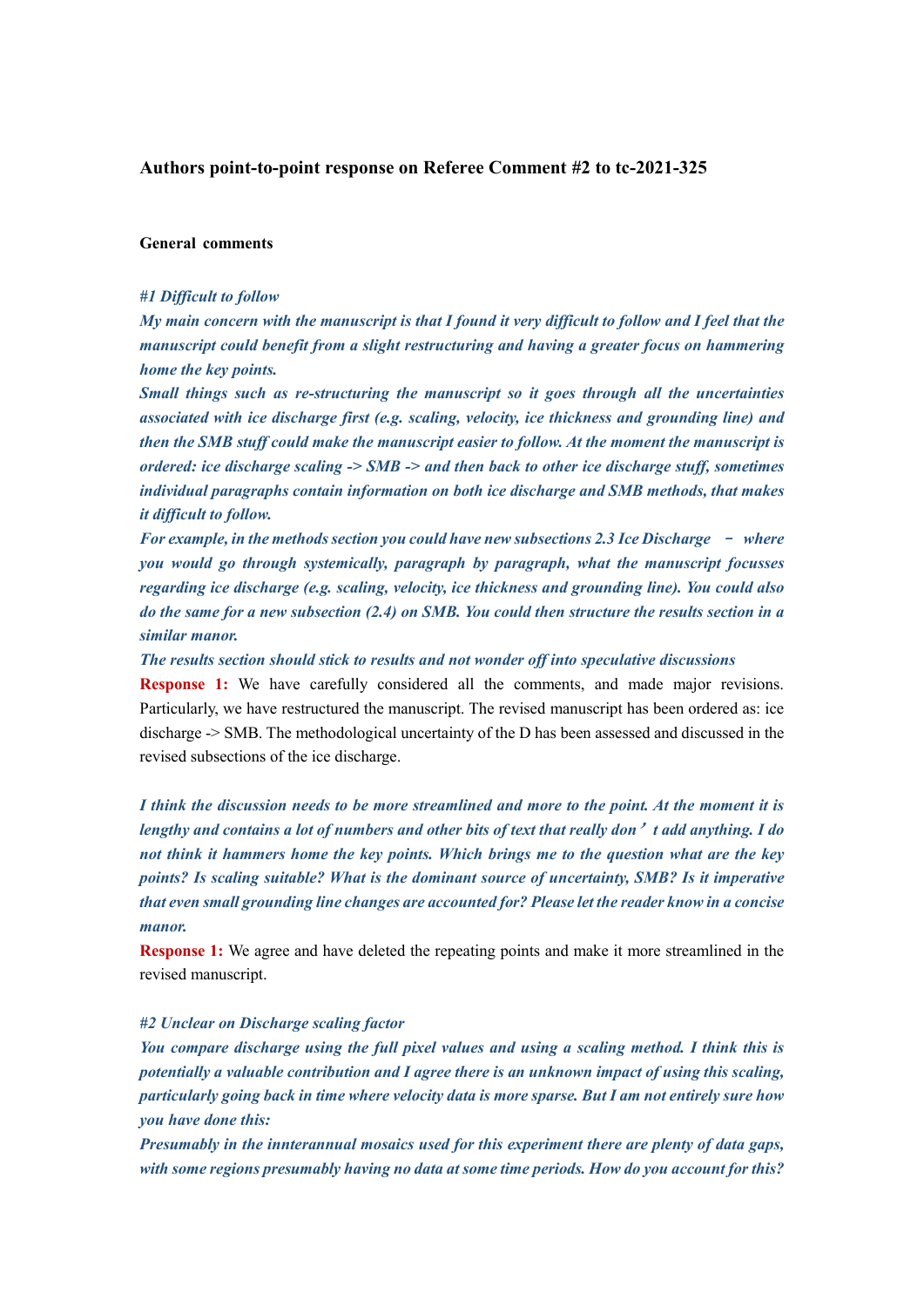**Authors point-to-point response on Referee Comment #2 to tc-2021-325**

**General comments**

***#1 Difficult to follow***

***My main concern with the manuscript is that I found it very difficult to follow and I feel that the manuscript could benefit from a slight restructuring and having a greater focus on hammering home the key points.***

***Small things such as re-structuring the manuscript so it goes through all the uncertainties associated with ice discharge first (e.g. scaling, velocity, ice thickness and grounding line) and then the SMB stuff could make the manuscript easier to follow. At the moment the manuscript is ordered: ice discharge scaling -> SMB -> and then back to other ice discharge stuff, sometimes individual paragraphs contain information on both ice discharge and SMB methods, that makes it difficult to follow.***

***For example, in the methods section you could have new subsections 2.3 Ice Discharge － where you would go through systemically, paragraph by paragraph, what the manuscript focusses regarding ice discharge (e.g. scaling, velocity, ice thickness and grounding line). You could also do the same for a new subsection (2.4) on SMB. You could then structure the results section in a similar manor.***

***The results section should stick to results and not wonder off into speculative discussions***

**Response 1:** We have carefully considered all the comments, and made major revisions. Particularly, we have restructured the manuscript. The revised manuscript has been ordered as: ice discharge -> SMB. The methodological uncertainty of the D has been assessed and discussed in the revised subsections of the ice discharge.

***I think the discussion needs to be more streamlined and more to the point. At the moment it is lengthy and contains a lot of numbers and other bits of text that really don't add anything. I do not think it hammers home the key points. Which brings me to the question what are the key points? Is scaling suitable? What is the dominant source of uncertainty, SMB? Is it imperative that even small grounding line changes are accounted for? Please let the reader know in a concise manor.***

**Response 1:** We agree and have deleted the repeating points and make it more streamlined in the revised manuscript.

***#2 Unclear on Discharge scaling factor***

***You compare discharge using the full pixel values and using a scaling method. I think this is potentially a valuable contribution and I agree there is an unknown impact of using this scaling, particularly going back in time where velocity data is more sparse. But I am not entirely sure how you have done this:***

***Presumably in the innterannual mosaics used for this experiment there are plenty of data gaps, with some regions presumably having no data at some time periods. How do you account for this?***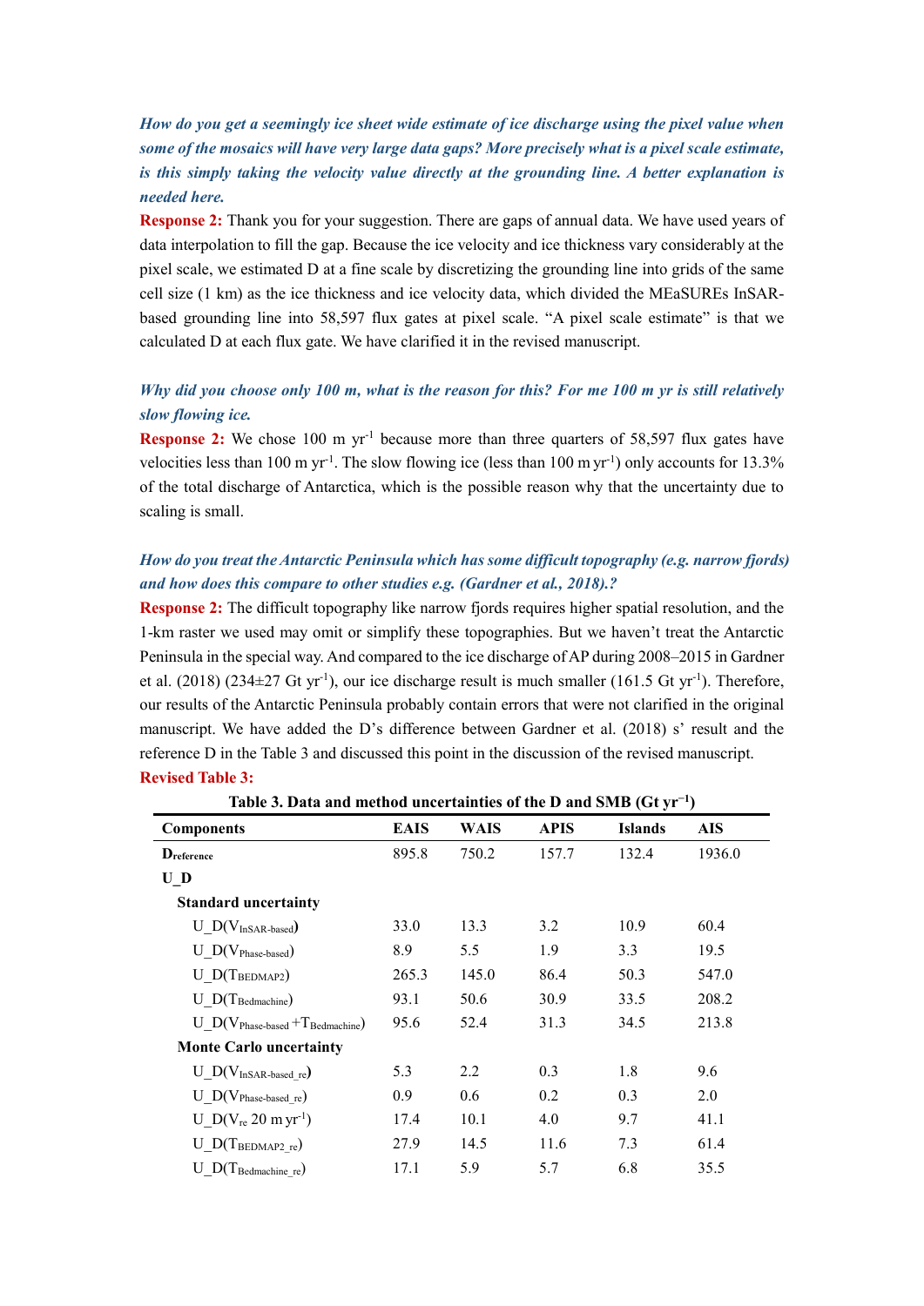***How do you get a seemingly ice sheet wide estimate of ice discharge using the pixel value when some of the mosaics will have very large data gaps? More precisely what is a pixel scale estimate, is this simply taking the velocity value directly at the grounding line. A better explanation is needed here.***

**Response 2:** Thank you for your suggestion. There are gaps of annual data. We have used years of data interpolation to fill the gap. Because the ice velocity and ice thickness vary considerably at the pixel scale, we estimated D at a fine scale by discretizing the grounding line into grids of the same cell size (1 km) as the ice thickness and ice velocity data, which divided the MEaSUREs InSAR-based grounding line into 58,597 flux gates at pixel scale. "A pixel scale estimate" is that we calculated D at each flux gate. We have clarified it in the revised manuscript.

***Why did you choose only 100 m, what is the reason for this? For me 100 m yr is still relatively slow flowing ice.***

**Response 2:** We chose 100 m $yr^{-1}$ because more than three quarters of 58,597 flux gates have velocities less than 100 m $yr^{-1}$. The slow flowing ice (less than 100 m $yr^{-1}$) only accounts for 13.3% of the total discharge of Antarctica, which is the possible reason why that the uncertainty due to scaling is small.

***How do you treat the Antarctic Peninsula which has some difficult topography (e.g. narrow fjords) and how does this compare to other studies e.g. (Gardner et al., 2018).?***

**Response 2:** The difficult topography like narrow fjords requires higher spatial resolution, and the 1-km raster we used may omit or simplify these topographies. But we haven't treat the Antarctic Peninsula in the special way. And compared to the ice discharge of AP during 2008–2015 in Gardner et al. (2018) (234±27 Gt $yr^{-1}$), our ice discharge result is much smaller (161.5 Gt $yr^{-1}$). Therefore, our results of the Antarctic Peninsula probably contain errors that were not clarified in the original manuscript. We have added the D's difference between Gardner et al. (2018) s' result and the reference D in the Table 3 and discussed this point in the discussion of the revised manuscript.

**Revised Table 3:**

**Table 3. Data and method uncertainties of the D and SMB (Gt $yr^{-1}$)**

| Components | EAIS | WAIS | APIS | Islands | AIS |
|---|---|---|---|---|---|
| $D_{reference}$ | 895.8 | 750.2 | 157.7 | 132.4 | 1936.0 |
| **U_D** | | | | | |
| **Standard uncertainty** | | | | | |
| U_D($V_{InSAR\text{-}based}$) | 33.0 | 13.3 | 3.2 | 10.9 | 60.4 |
| U_D($V_{Phase\text{-}based}$) | 8.9 | 5.5 | 1.9 | 3.3 | 19.5 |
| U_D($T_{BEDMAP2}$) | 265.3 | 145.0 | 86.4 | 50.3 | 547.0 |
| U_D($T_{Bedmachine}$) | 93.1 | 50.6 | 30.9 | 33.5 | 208.2 |
| U_D($V_{Phase\text{-}based}$ + $T_{Bedmachine}$) | 95.6 | 52.4 | 31.3 | 34.5 | 213.8 |
| **Monte Carlo uncertainty** | | | | | |
| U_D($V_{InSAR\text{-}based\_re}$) | 5.3 | 2.2 | 0.3 | 1.8 | 9.6 |
| U_D($V_{Phase\text{-}based\_re}$) | 0.9 | 0.6 | 0.2 | 0.3 | 2.0 |
| U_D($V_{re}$ 20 m $yr^{-1}$) | 17.4 | 10.1 | 4.0 | 9.7 | 41.1 |
| U_D($T_{BEDMAP2\_re}$) | 27.9 | 14.5 | 11.6 | 7.3 | 61.4 |
| U_D($T_{Bedmachine\_re}$) | 17.1 | 5.9 | 5.7 | 6.8 | 35.5 |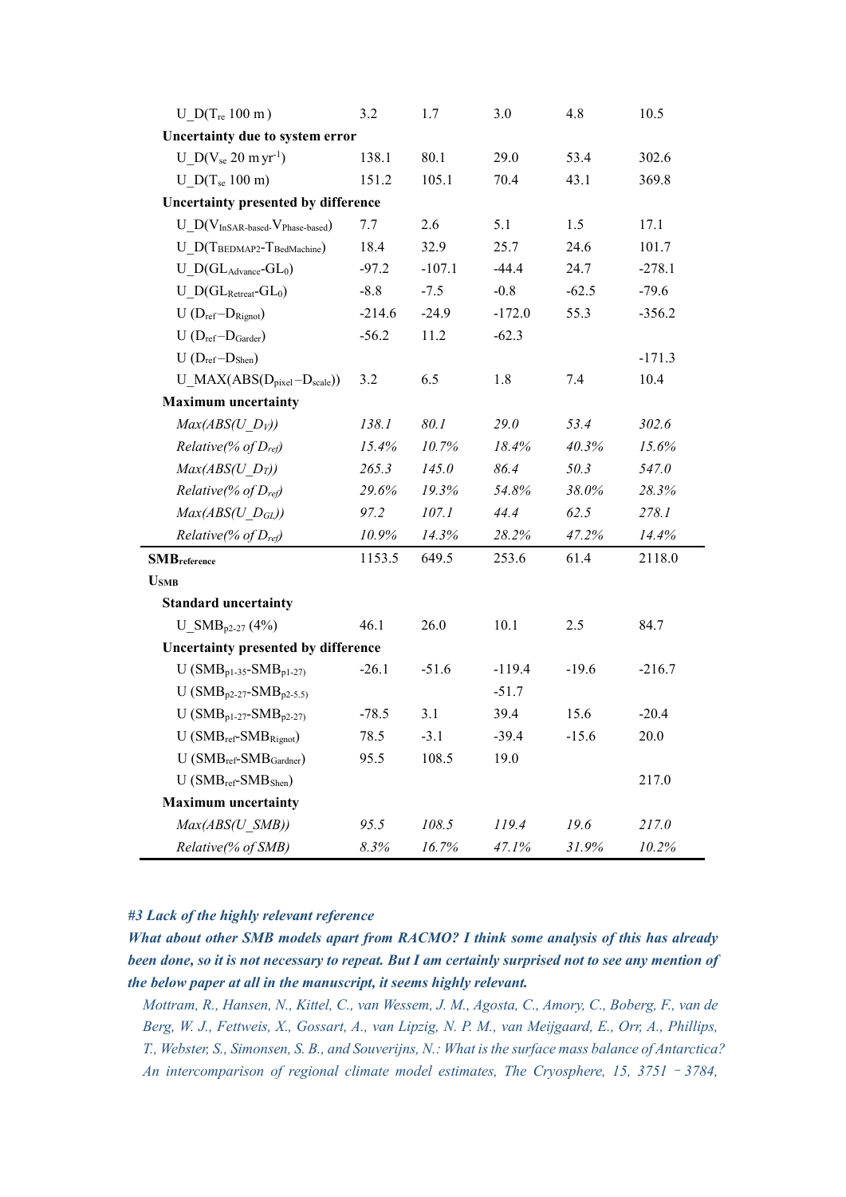| | | | | | |
|---|---|---|---|---|---|
| $U\_D(T_{re}$ 100 m) | 3.2 | 1.7 | 3.0 | 4.8 | 10.5 |
| **Uncertainty due to system error** | | | | | |
| $U\_D(V_{se}$ 20 m yr$^{-1}$) | 138.1 | 80.1 | 29.0 | 53.4 | 302.6 |
| $U\_D(T_{se}$ 100 m) | 151.2 | 105.1 | 70.4 | 43.1 | 369.8 |
| **Uncertainty presented by difference** | | | | | |
| $U\_D(V_{InSAR\text{-}based}\text{-}V_{Phase\text{-}based})$ | 7.7 | 2.6 | 5.1 | 1.5 | 17.1 |
| $U\_D(T_{BEDMAP2}\text{-}T_{BedMachine})$ | 18.4 | 32.9 | 25.7 | 24.6 | 101.7 |
| $U\_D(GL_{Advance}\text{-}GL_0)$ | -97.2 | -107.1 | -44.4 | 24.7 | -278.1 |
| $U\_D(GL_{Retreat}\text{-}GL_0)$ | -8.8 | -7.5 | -0.8 | -62.5 | -79.6 |
| $U\ (D_{ref}-D_{Rignot})$ | -214.6 | -24.9 | -172.0 | 55.3 | -356.2 |
| $U\ (D_{ref}-D_{Garder})$ | -56.2 | 11.2 | -62.3 | | |
| $U\ (D_{ref}-D_{Shen})$ | | | | | -171.3 |
| $U\_MAX(ABS(D_{pixel}-D_{scale}))$ | 3.2 | 6.5 | 1.8 | 7.4 | 10.4 |
| **Maximum uncertainty** | | | | | |
| *$Max(ABS(U\_D_V))$* | *138.1* | *80.1* | *29.0* | *53.4* | *302.6* |
| *Relative(% of $D_{ref}$)* | *15.4%* | *10.7%* | *18.4%* | *40.3%* | *15.6%* |
| *$Max(ABS(U\_D_T))$* | *265.3* | *145.0* | *86.4* | *50.3* | *547.0* |
| *Relative(% of $D_{ref}$)* | *29.6%* | *19.3%* | *54.8%* | *38.0%* | *28.3%* |
| *$Max(ABS(U\_D_{GL}))$* | *97.2* | *107.1* | *44.4* | *62.5* | *278.1* |
| *Relative(% of $D_{ref}$)* | *10.9%* | *14.3%* | *28.2%* | *47.2%* | *14.4%* |
| **$SMB_{reference}$** | 1153.5 | 649.5 | 253.6 | 61.4 | 2118.0 |
| **$U_{SMB}$** | | | | | |
| **Standard uncertainty** | | | | | |
| $U\_SMB_{p2\text{-}27}$ (4%) | 46.1 | 26.0 | 10.1 | 2.5 | 84.7 |
| **Uncertainty presented by difference** | | | | | |
| $U\ (SMB_{p1\text{-}35}\text{-}SMB_{p1\text{-}27})$ | -26.1 | -51.6 | -119.4 | -19.6 | -216.7 |
| $U\ (SMB_{p2\text{-}27}\text{-}SMB_{p2\text{-}5.5})$ | | | -51.7 | | |
| $U\ (SMB_{p1\text{-}27}\text{-}SMB_{p2\text{-}27})$ | -78.5 | 3.1 | 39.4 | 15.6 | -20.4 |
| $U\ (SMB_{ref}\text{-}SMB_{Rignot})$ | 78.5 | -3.1 | -39.4 | -15.6 | 20.0 |
| $U\ (SMB_{ref}\text{-}SMB_{Gardner})$ | 95.5 | 108.5 | 19.0 | | |
| $U\ (SMB_{ref}\text{-}SMB_{Shen})$ | | | | | 217.0 |
| **Maximum uncertainty** | | | | | |
| *$Max(ABS(U\_SMB))$* | *95.5* | *108.5* | *119.4* | *19.6* | *217.0* |
| *Relative(% of SMB)* | *8.3%* | *16.7%* | *47.1%* | *31.9%* | *10.2%* |

***#3 Lack of the highly relevant reference***

***What about other SMB models apart from RACMO? I think some analysis of this has already been done, so it is not necessary to repeat. But I am certainly surprised not to see any mention of the below paper at all in the manuscript, it seems highly relevant.***

*Mottram, R., Hansen, N., Kittel, C., van Wessem, J. M., Agosta, C., Amory, C., Boberg, F., van de Berg, W. J., Fettweis, X., Gossart, A., van Lipzig, N. P. M., van Meijgaard, E., Orr, A., Phillips, T., Webster, S., Simonsen, S. B., and Souverijns, N.: What is the surface mass balance of Antarctica? An intercomparison of regional climate model estimates, The Cryosphere, 15, 3751–3784,*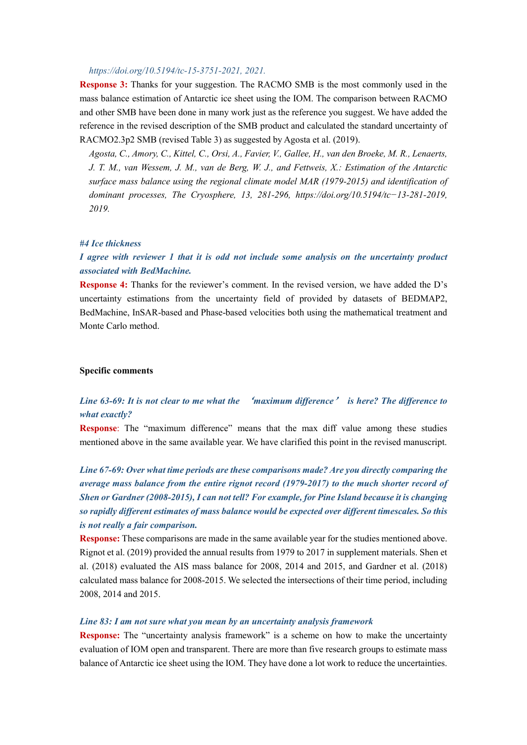*https://doi.org/10.5194/tc-15-3751-2021, 2021.*

**Response 3:** Thanks for your suggestion. The RACMO SMB is the most commonly used in the mass balance estimation of Antarctic ice sheet using the IOM. The comparison between RACMO and other SMB have been done in many work just as the reference you suggest. We have added the reference in the revised description of the SMB product and calculated the standard uncertainty of RACMO2.3p2 SMB (revised Table 3) as suggested by Agosta et al. (2019).

*Agosta, C., Amory, C., Kittel, C., Orsi, A., Favier, V., Gallee, H., van den Broeke, M. R., Lenaerts, J. T. M., van Wessem, J. M., van de Berg, W. J., and Fettweis, X.: Estimation of the Antarctic surface mass balance using the regional climate model MAR (1979-2015) and identification of dominant processes, The Cryosphere, 13, 281-296, https://doi.org/10.5194/tc−13-281-2019, 2019.*

***#4 Ice thickness***

***I agree with reviewer 1 that it is odd not include some analysis on the uncertainty product associated with BedMachine.***

**Response 4:** Thanks for the reviewer's comment. In the revised version, we have added the D's uncertainty estimations from the uncertainty field of provided by datasets of BEDMAP2, BedMachine, InSAR-based and Phase-based velocities both using the mathematical treatment and Monte Carlo method.

**Specific comments**

***Line 63-69: It is not clear to me what the 'maximum difference' is here? The difference to what exactly?***

**Response**: The "maximum difference" means that the max diff value among these studies mentioned above in the same available year. We have clarified this point in the revised manuscript.

***Line 67-69: Over what time periods are these comparisons made? Are you directly comparing the average mass balance from the entire rignot record (1979-2017) to the much shorter record of Shen or Gardner (2008-2015), I can not tell? For example, for Pine Island because it is changing so rapidly different estimates of mass balance would be expected over different timescales. So this is not really a fair comparison.***

**Response:** These comparisons are made in the same available year for the studies mentioned above. Rignot et al. (2019) provided the annual results from 1979 to 2017 in supplement materials. Shen et al. (2018) evaluated the AIS mass balance for 2008, 2014 and 2015, and Gardner et al. (2018) calculated mass balance for 2008-2015. We selected the intersections of their time period, including 2008, 2014 and 2015.

***Line 83: I am not sure what you mean by an uncertainty analysis framework***

**Response:** The "uncertainty analysis framework" is a scheme on how to make the uncertainty evaluation of IOM open and transparent. There are more than five research groups to estimate mass balance of Antarctic ice sheet using the IOM. They have done a lot work to reduce the uncertainties.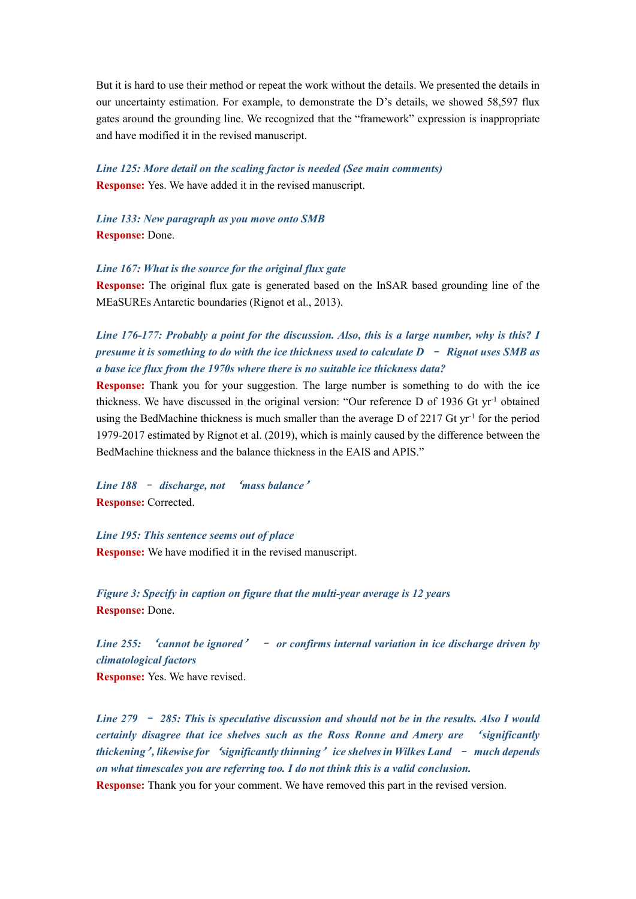But it is hard to use their method or repeat the work without the details. We presented the details in our uncertainty estimation. For example, to demonstrate the D's details, we showed 58,597 flux gates around the grounding line. We recognized that the "framework" expression is inappropriate and have modified it in the revised manuscript.

***Line 125: More detail on the scaling factor is needed (See main comments)***
**Response:** Yes. We have added it in the revised manuscript.

***Line 133: New paragraph as you move onto SMB***
**Response:** Done.

***Line 167: What is the source for the original flux gate***
**Response:** The original flux gate is generated based on the InSAR based grounding line of the MEaSUREs Antarctic boundaries (Rignot et al., 2013).

***Line 176-177: Probably a point for the discussion. Also, this is a large number, why is this? I presume it is something to do with the ice thickness used to calculate D – Rignot uses SMB as a base ice flux from the 1970s where there is no suitable ice thickness data?***
**Response:** Thank you for your suggestion. The large number is something to do with the ice thickness. We have discussed in the original version: "Our reference D of 1936 Gt yr$^{-1}$ obtained using the BedMachine thickness is much smaller than the average D of 2217 Gt yr$^{-1}$ for the period 1979-2017 estimated by Rignot et al. (2019), which is mainly caused by the difference between the BedMachine thickness and the balance thickness in the EAIS and APIS."

***Line 188 – discharge, not 'mass balance'***
**Response:** Corrected.

***Line 195: This sentence seems out of place***
**Response:** We have modified it in the revised manuscript.

***Figure 3: Specify in caption on figure that the multi-year average is 12 years***
**Response:** Done.

***Line 255: 'cannot be ignored' – or confirms internal variation in ice discharge driven by climatological factors***
**Response:** Yes. We have revised.

***Line 279 – 285: This is speculative discussion and should not be in the results. Also I would certainly disagree that ice shelves such as the Ross Ronne and Amery are 'significantly thickening', likewise for 'significantly thinning' ice shelves in Wilkes Land – much depends on what timescales you are referring too. I do not think this is a valid conclusion.***
**Response:** Thank you for your comment. We have removed this part in the revised version.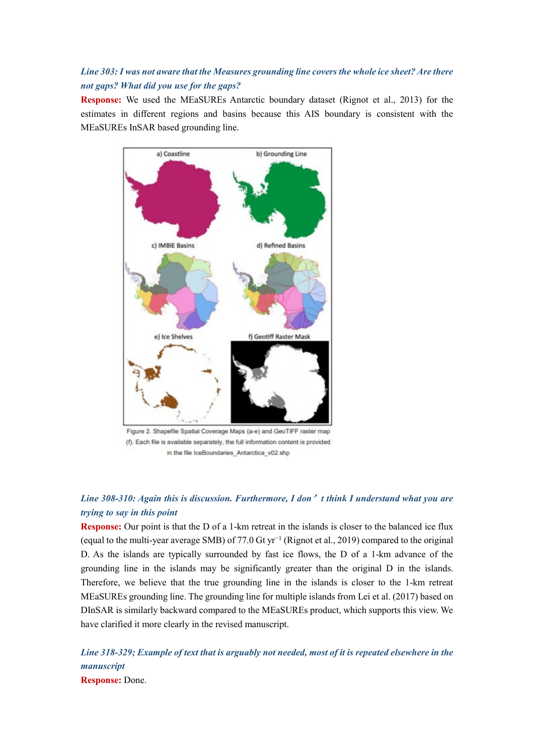*Line 303: I was not aware that the Measures grounding line covers the whole ice sheet? Are there not gaps? What did you use for the gaps?*

**Response:** We used the MEaSUREs Antarctic boundary dataset (Rignot et al., 2013) for the estimates in different regions and basins because this AIS boundary is consistent with the MEaSUREs InSAR based grounding line.

Figure 2. Shapefile Spatial Coverage Maps (a-e) and GeoTIFF raster map (f). Each file is available separately, the full information content is provided in the file IceBoundaries_Antarctica_v02.shp

*Line 308-310: Again this is discussion. Furthermore, I don't think I understand what you are trying to say in this point*

**Response:** Our point is that the D of a 1-km retreat in the islands is closer to the balanced ice flux (equal to the multi-year average SMB) of 77.0 Gt $yr^{-1}$ (Rignot et al., 2019) compared to the original D. As the islands are typically surrounded by fast ice flows, the D of a 1-km advance of the grounding line in the islands may be significantly greater than the original D in the islands. Therefore, we believe that the true grounding line in the islands is closer to the 1-km retreat MEaSUREs grounding line. The grounding line for multiple islands from Lei et al. (2017) based on DInSAR is similarly backward compared to the MEaSUREs product, which supports this view. We have clarified it more clearly in the revised manuscript.

*Line 318-329; Example of text that is arguably not needed, most of it is repeated elsewhere in the manuscript*

**Response:** Done.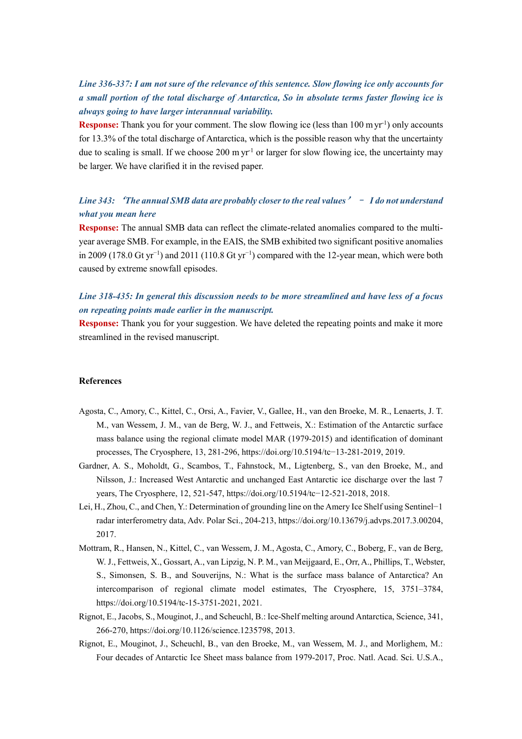***Line 336-337: I am not sure of the relevance of this sentence. Slow flowing ice only accounts for a small portion of the total discharge of Antarctica, So in absolute terms faster flowing ice is always going to have larger interannual variability.***

**Response:** Thank you for your comment. The slow flowing ice (less than 100 m $yr^{-1}$) only accounts for 13.3% of the total discharge of Antarctica, which is the possible reason why that the uncertainty due to scaling is small. If we choose 200 m $yr^{-1}$ or larger for slow flowing ice, the uncertainty may be larger. We have clarified it in the revised paper.

***Line 343: 'The annual SMB data are probably closer to the real values' – I do not understand what you mean here***

**Response:** The annual SMB data can reflect the climate-related anomalies compared to the multi-year average SMB. For example, in the EAIS, the SMB exhibited two significant positive anomalies in 2009 (178.0 Gt $yr^{-1}$) and 2011 (110.8 Gt $yr^{-1}$) compared with the 12-year mean, which were both caused by extreme snowfall episodes.

***Line 318-435: In general this discussion needs to be more streamlined and have less of a focus on repeating points made earlier in the manuscript.***

**Response:** Thank you for your suggestion. We have deleted the repeating points and make it more streamlined in the revised manuscript.

**References**

Agosta, C., Amory, C., Kittel, C., Orsi, A., Favier, V., Gallee, H., van den Broeke, M. R., Lenaerts, J. T. M., van Wessem, J. M., van de Berg, W. J., and Fettweis, X.: Estimation of the Antarctic surface mass balance using the regional climate model MAR (1979-2015) and identification of dominant processes, The Cryosphere, 13, 281-296, https://doi.org/10.5194/tc−13-281-2019, 2019.

Gardner, A. S., Moholdt, G., Scambos, T., Fahnstock, M., Ligtenberg, S., van den Broeke, M., and Nilsson, J.: Increased West Antarctic and unchanged East Antarctic ice discharge over the last 7 years, The Cryosphere, 12, 521-547, https://doi.org/10.5194/tc−12-521-2018, 2018.

Lei, H., Zhou, C., and Chen, Y.: Determination of grounding line on the Amery Ice Shelf using Sentinel−1 radar interferometry data, Adv. Polar Sci., 204-213, https://doi.org/10.13679/j.advps.2017.3.00204, 2017.

Mottram, R., Hansen, N., Kittel, C., van Wessem, J. M., Agosta, C., Amory, C., Boberg, F., van de Berg, W. J., Fettweis, X., Gossart, A., van Lipzig, N. P. M., van Meijgaard, E., Orr, A., Phillips, T., Webster, S., Simonsen, S. B., and Souverijns, N.: What is the surface mass balance of Antarctica? An intercomparison of regional climate model estimates, The Cryosphere, 15, 3751–3784, https://doi.org/10.5194/tc-15-3751-2021, 2021.

Rignot, E., Jacobs, S., Mouginot, J., and Scheuchl, B.: Ice-Shelf melting around Antarctica, Science, 341, 266-270, https://doi.org/10.1126/science.1235798, 2013.

Rignot, E., Mouginot, J., Scheuchl, B., van den Broeke, M., van Wessem, M. J., and Morlighem, M.: Four decades of Antarctic Ice Sheet mass balance from 1979-2017, Proc. Natl. Acad. Sci. U.S.A.,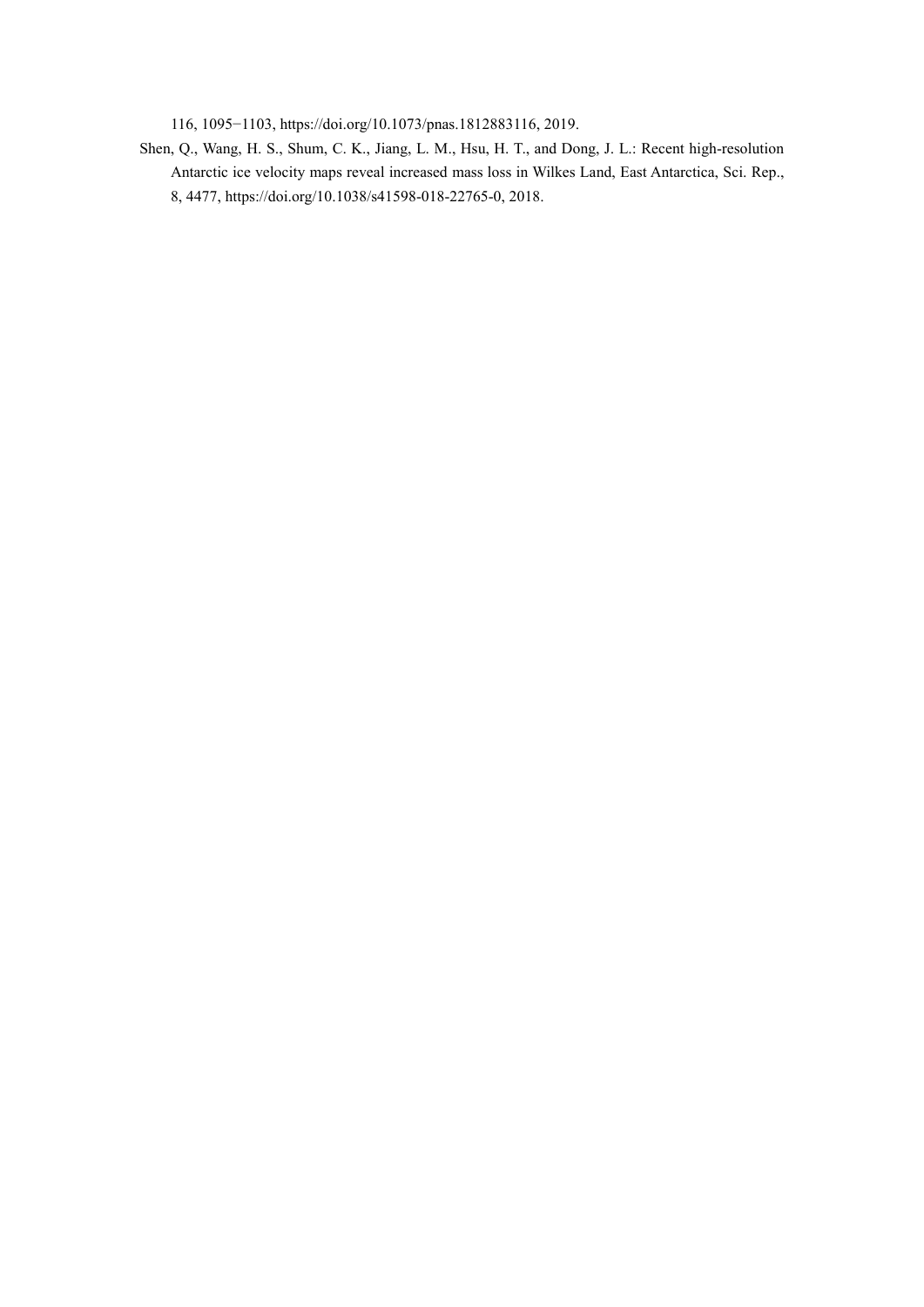116, 1095–1103, https://doi.org/10.1073/pnas.1812883116, 2019.

Shen, Q., Wang, H. S., Shum, C. K., Jiang, L. M., Hsu, H. T., and Dong, J. L.: Recent high-resolution Antarctic ice velocity maps reveal increased mass loss in Wilkes Land, East Antarctica, Sci. Rep., 8, 4477, https://doi.org/10.1038/s41598-018-22765-0, 2018.